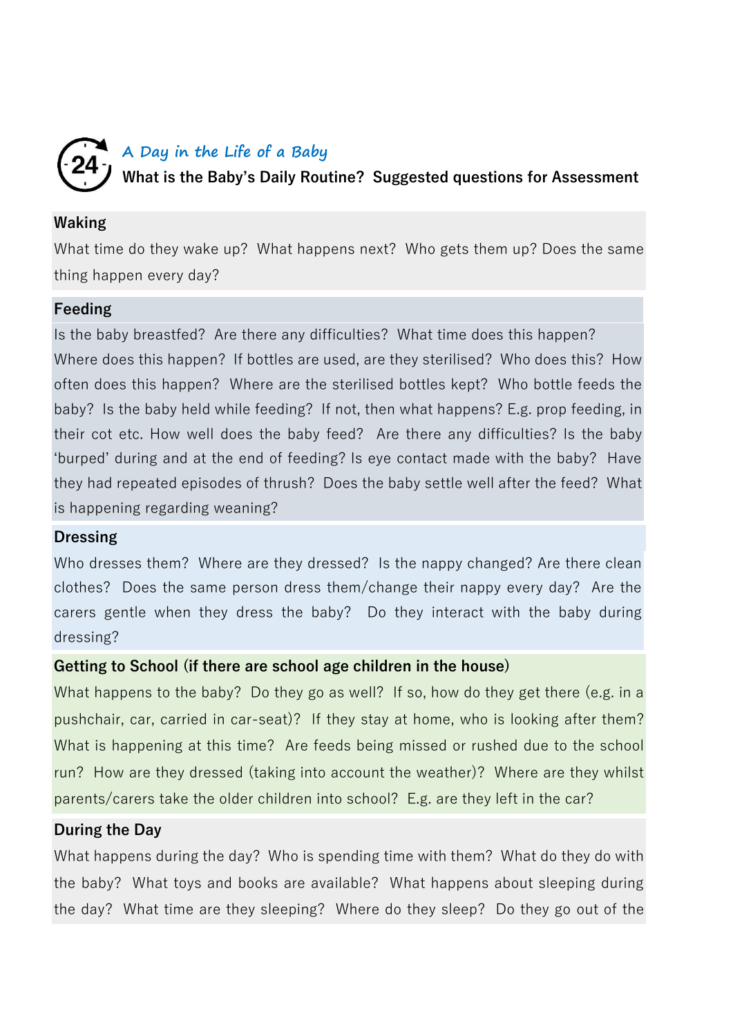## A Day in the Life of a Baby

**What is the Baby's Daily Routine? Suggested questions for Assessment**

### Waking

What time do they wake up? What happens next? Who gets them up? Does the same thing happen every day?

### Feeding

Is the baby breastfed? Are there any difficulties? What time does this happen? Where does this happen? If bottles are used, are they sterilised? Who does this? How often does this happen? Where are the sterilised bottles kept? Who bottle feeds the baby? Is the baby held while feeding? If not, then what happens? E.g. prop feeding, in their cot etc. How well does the baby feed? Are there any difficulties? Is the baby 'burped' during and at the end of feeding? Is eye contact made with the baby? Have they had repeated episodes of thrush? Does the baby settle well after the feed? What is happening regarding weaning?

### Dressing

Who dresses them? Where are they dressed? Is the nappy changed? Are there clean clothes? Does the same person dress them/change their nappy every day? Are the carers gentle when they dress the baby? Do they interact with the baby during dressing?

### Getting to School (if there are school age children in the house)

What happens to the baby? Do they go as well? If so, how do they get there (e.g. in a pushchair, car, carried in car-seat)? If they stay at home, who is looking after them? What is happening at this time? Are feeds being missed or rushed due to the school run? How are they dressed (taking into account the weather)? Where are they whilst parents/carers take the older children into school? E.g. are they left in the car?

### During the Day

What happens during the day? Who is spending time with them? What do they do with the baby? What toys and books are available? What happens about sleeping during the day? What time are they sleeping? Where do they sleep? Do they go out of the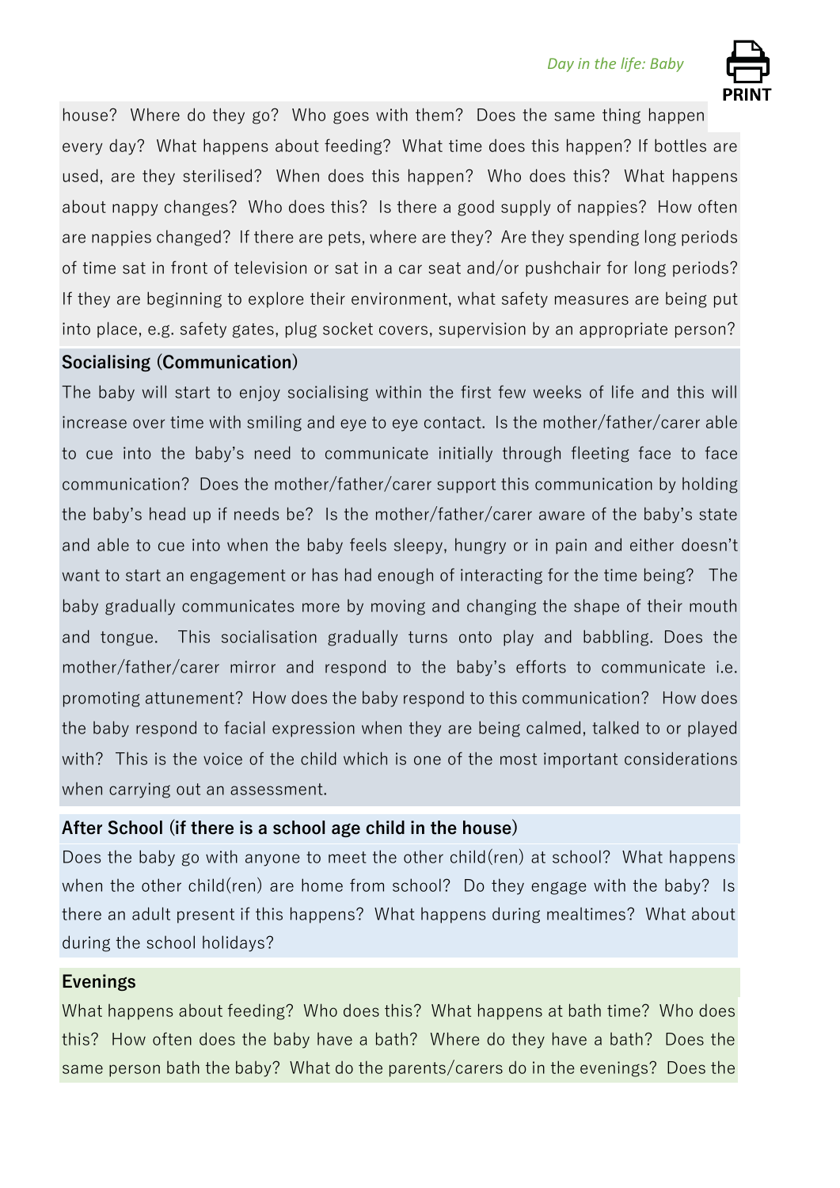house? Where do they go? Who goes with them? Does the same thing happen every day? What happens about feeding? What time does this happen? If bottles are used, are they sterilised? When does this happen? Who does this? What happens about nappy changes? Who does this? Is there a good supply of nappies? How often are nappies changed? If there are pets, where are they? Are they spending long periods of time sat in front of television or sat in a car seat and/or pushchair for long periods? If they are beginning to explore their environment, what safety measures are being put into place, e.g. safety gates, plug socket covers, supervision by an appropriate person?

**Socialising (Communication)**

The baby will start to enjoy socialising within the first few weeks of life and this will increase over time with smiling and eye to eye contact. Is the mother/father/carer able to cue into the baby's need to communicate initially through fleeting face to face communication? Does the mother/father/carer support this communication by holding the baby's head up if needs be? Is the mother/father/carer aware of the baby's state and able to cue into when the baby feels sleepy, hungry or in pain and either doesn't want to start an engagement or has had enough of interacting for the time being? The baby gradually communicates more by moving and changing the shape of their mouth and tongue. This socialisation gradually turns onto play and babbling. Does the mother/father/carer mirror and respond to the baby's efforts to communicate i.e. promoting attunement? How does the baby respond to this communication? How does the baby respond to facial expression when they are being calmed, talked to or played with? This is the voice of the child which is one of the most important considerations when carrying out an assessment.

**After School (if there is a school age child in the house)**

Does the baby go with anyone to meet the other child(ren) at school? What happens when the other child(ren) are home from school? Do they engage with the baby? Is there an adult present if this happens? What happens during mealtimes? What about during the school holidays?

**Evenings**

What happens about feeding? Who does this? What happens at bath time? Who does this? How often does the baby have a bath? Where do they have a bath? Does the same person bath the baby? What do the parents/carers do in the evenings? Does the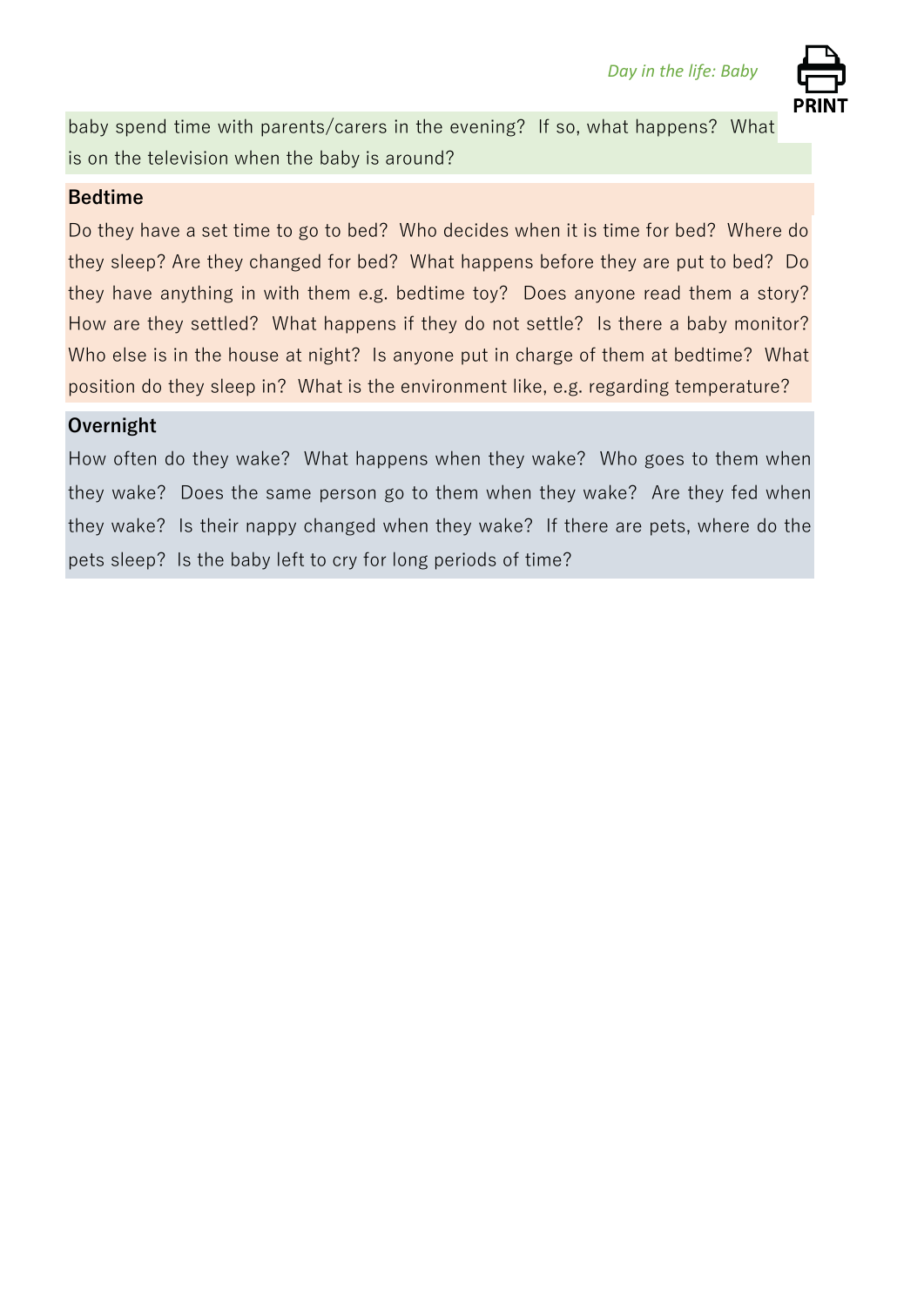baby spend time with parents/carers in the evening? If so, what happens? What is on the television when the baby is around?

**Bedtime**

Do they have a set time to go to bed? Who decides when it is time for bed? Where do they sleep? Are they changed for bed? What happens before they are put to bed? Do they have anything in with them e.g. bedtime toy? Does anyone read them a story? How are they settled? What happens if they do not settle? Is there a baby monitor? Who else is in the house at night? Is anyone put in charge of them at bedtime? What position do they sleep in? What is the environment like, e.g. regarding temperature?

**Overnight**

How often do they wake? What happens when they wake? Who goes to them when they wake? Does the same person go to them when they wake? Are they fed when they wake? Is their nappy changed when they wake? If there are pets, where do the pets sleep? Is the baby left to cry for long periods of time?